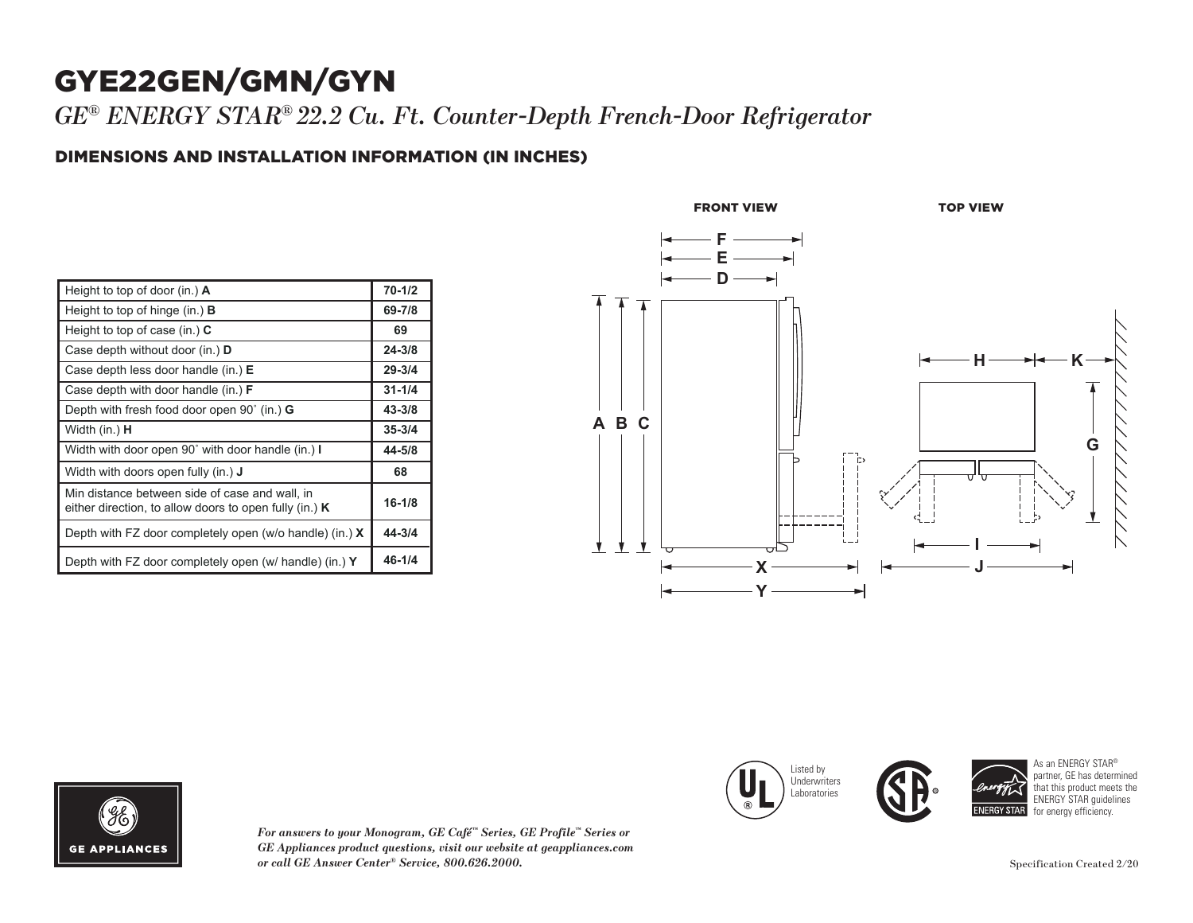# GYE22GEN/GMN/GYN

*GE® ENERGY STAR® 22.2 Cu. Ft. Counter-Depth French-Door Refrigerator*

## DIMENSIONS AND INSTALLATION INFORMATION (IN INCHES)

| Dimension | Inches |
|---|---|
| Height to top of door (in.) **A** | **70-1/2** |
| Height to top of hinge (in.) **B** | **69-7/8** |
| Height to top of case (in.) **C** | **69** |
| Case depth without door (in.) **D** | **24-3/8** |
| Case depth less door handle (in.) **E** | **29-3/4** |
| Case depth with door handle (in.) **F** | **31-1/4** |
| Depth with fresh food door open 90˚ (in.) **G** | **43-3/8** |
| Width (in.) **H** | **35-3/4** |
| Width with door open 90˚ with door handle (in.) **I** | **44-5/8** |
| Width with doors open fully (in.) **J** | **68** |
| Min distance between side of case and wall, in either direction, to allow doors to open fully (in.) **K** | **16-1/8** |
| Depth with FZ door completely open (w/o handle) (in.) **X** | **44-3/4** |
| Depth with FZ door completely open (w/ handle) (in.) **Y** | **46-1/4** |

FRONT VIEW

TOP VIEW

Listed by Underwriters Laboratories

As an ENERGY STAR® partner, GE has determined that this product meets the ENERGY STAR guidelines for energy efficiency.

GE APPLIANCES

*For answers to your Monogram, GE Café™ Series, GE Profile™ Series or GE Appliances product questions, visit our website at geappliances.com or call GE Answer Center® Service, 800.626.2000.*

Specification Created 2/20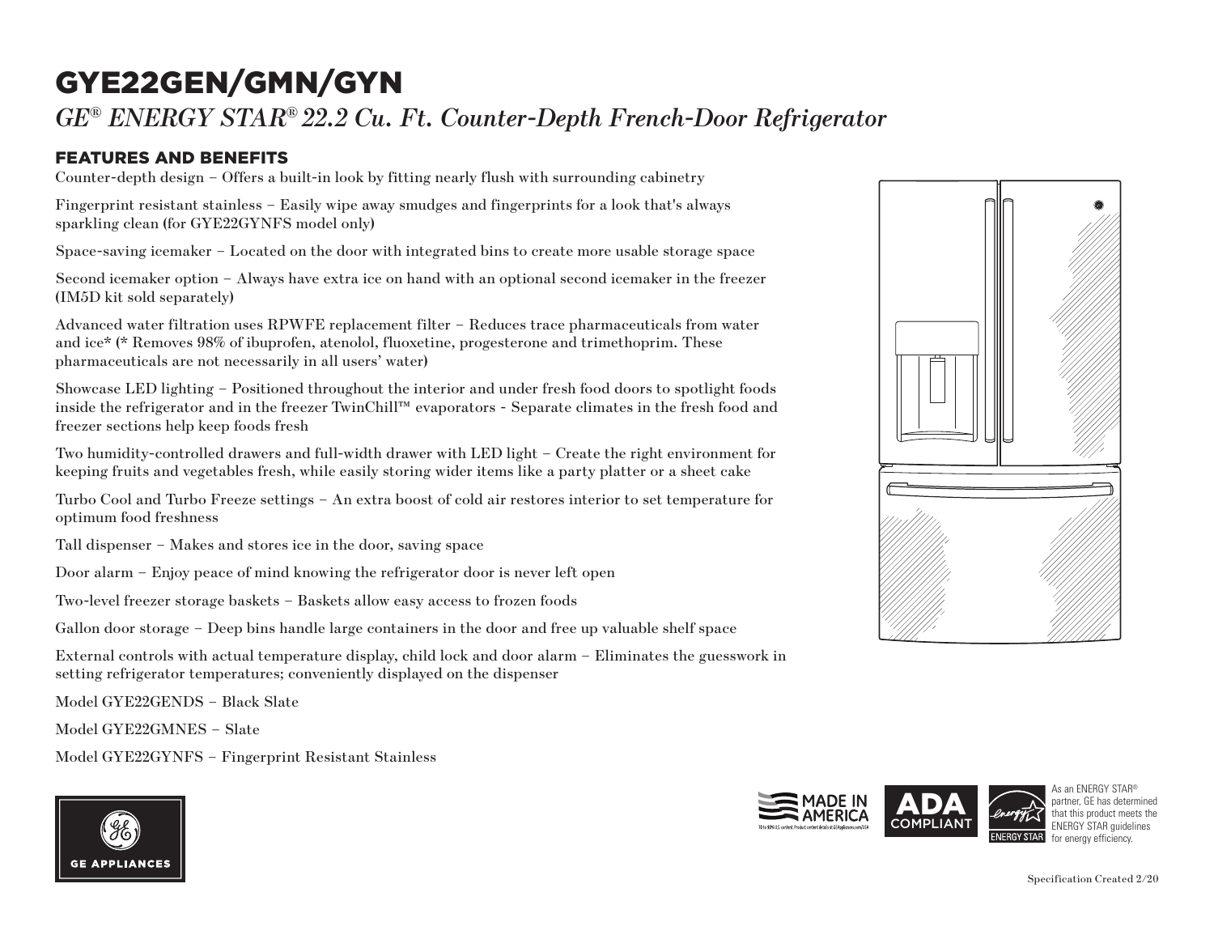# GYE22GEN/GMN/GYN

*GE® ENERGY STAR® 22.2 Cu. Ft. Counter-Depth French-Door Refrigerator*

## FEATURES AND BENEFITS

Counter-depth design – Offers a built-in look by fitting nearly flush with surrounding cabinetry

Fingerprint resistant stainless – Easily wipe away smudges and fingerprints for a look that's always sparkling clean (for GYE22GYNFS model only)

Space-saving icemaker – Located on the door with integrated bins to create more usable storage space

Second icemaker option – Always have extra ice on hand with an optional second icemaker in the freezer (IM5D kit sold separately)

Advanced water filtration uses RPWFE replacement filter – Reduces trace pharmaceuticals from water and ice* (* Removes 98% of ibuprofen, atenolol, fluoxetine, progesterone and trimethoprim. These pharmaceuticals are not necessarily in all users' water)

Showcase LED lighting – Positioned throughout the interior and under fresh food doors to spotlight foods inside the refrigerator and in the freezer TwinChill™ evaporators - Separate climates in the fresh food and freezer sections help keep foods fresh

Two humidity-controlled drawers and full-width drawer with LED light – Create the right environment for keeping fruits and vegetables fresh, while easily storing wider items like a party platter or a sheet cake

Turbo Cool and Turbo Freeze settings – An extra boost of cold air restores interior to set temperature for optimum food freshness

Tall dispenser – Makes and stores ice in the door, saving space

Door alarm – Enjoy peace of mind knowing the refrigerator door is never left open

Two-level freezer storage baskets – Baskets allow easy access to frozen foods

Gallon door storage – Deep bins handle large containers in the door and free up valuable shelf space

External controls with actual temperature display, child lock and door alarm – Eliminates the guesswork in setting refrigerator temperatures; conveniently displayed on the dispenser

Model GYE22GENDS – Black Slate

Model GYE22GMNES – Slate

Model GYE22GYNFS – Fingerprint Resistant Stainless

GE APPLIANCES

MADE IN AMERICA

70 to 90% U.S. content. Product content details at GEAppliances.com/USA

ADA COMPLIANT

ENERGY STAR

As an ENERGY STAR® partner, GE has determined that this product meets the ENERGY STAR guidelines for energy efficiency.

Specification Created 2/20